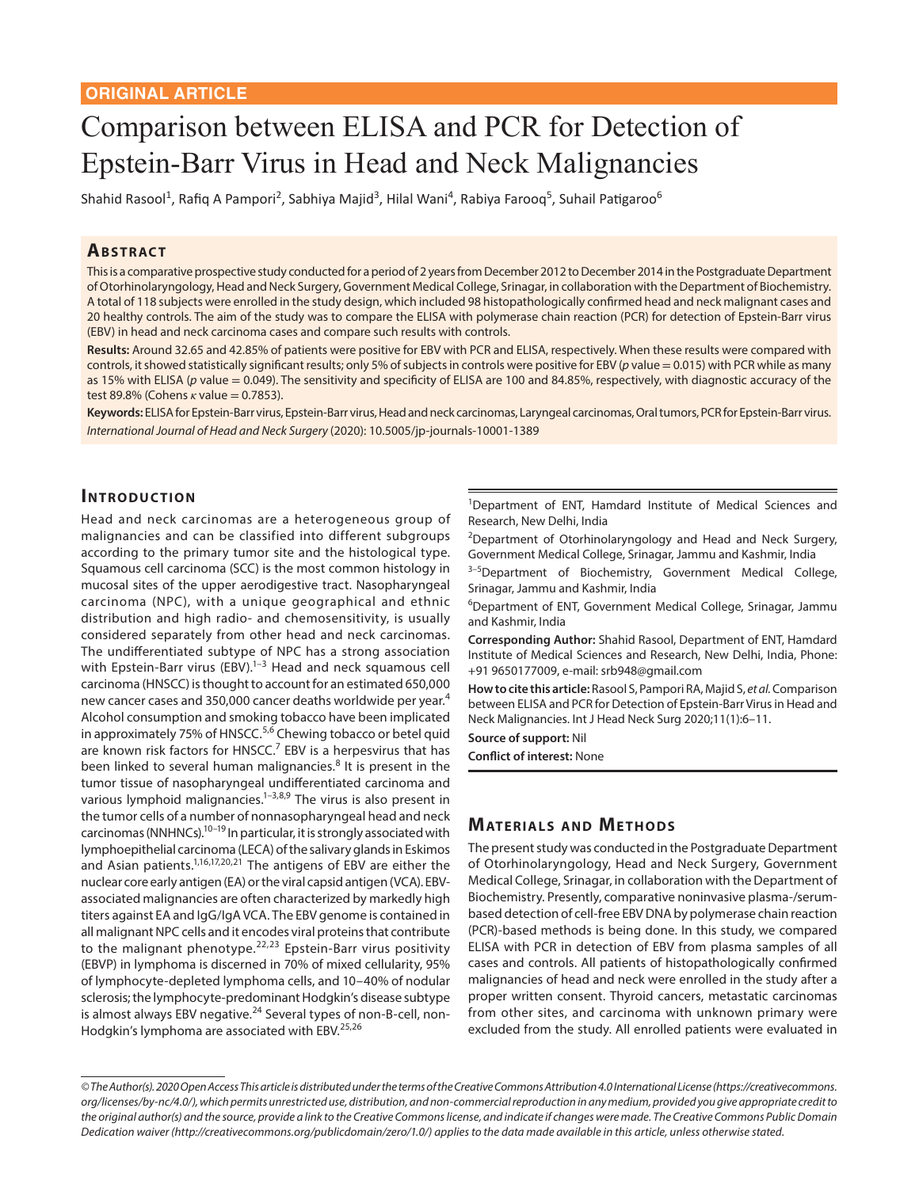ORIGINAL ARTICLE

# Comparison between ELISA and PCR for Detection of Epstein-Barr Virus in Head and Neck Malignancies

Shahid Rasool[1], Rafiq A Pampori[2], Sabhiya Majid[3], Hilal Wani[4], Rabiya Farooq[5], Suhail Patigaroo[6]

## Abstract

This is a comparative prospective study conducted for a period of 2 years from December 2012 to December 2014 in the Postgraduate Department of Otorhinolaryngology, Head and Neck Surgery, Government Medical College, Srinagar, in collaboration with the Department of Biochemistry. A total of 118 subjects were enrolled in the study design, which included 98 histopathologically confirmed head and neck malignant cases and 20 healthy controls. The aim of the study was to compare the ELISA with polymerase chain reaction (PCR) for detection of Epstein-Barr virus (EBV) in head and neck carcinoma cases and compare such results with controls.

**Results:** Around 32.65 and 42.85% of patients were positive for EBV with PCR and ELISA, respectively. When these results were compared with controls, it showed statistically significant results; only 5% of subjects in controls were positive for EBV ($p$ value = 0.015) with PCR while as many as 15% with ELISA ($p$ value = 0.049). The sensitivity and specificity of ELISA are 100 and 84.85%, respectively, with diagnostic accuracy of the test 89.8% (Cohens $\kappa$ value = 0.7853).

**Keywords:** ELISA for Epstein-Barr virus, Epstein-Barr virus, Head and neck carcinomas, Laryngeal carcinomas, Oral tumors, PCR for Epstein-Barr virus.

*International Journal of Head and Neck Surgery* (2020): 10.5005/jp-journals-10001-1389

[1]Department of ENT, Hamdard Institute of Medical Sciences and Research, New Delhi, India

[2]Department of Otorhinolaryngology and Head and Neck Surgery, Government Medical College, Srinagar, Jammu and Kashmir, India

[3–5]Department of Biochemistry, Government Medical College, Srinagar, Jammu and Kashmir, India

[6]Department of ENT, Government Medical College, Srinagar, Jammu and Kashmir, India

**Corresponding Author:** Shahid Rasool, Department of ENT, Hamdard Institute of Medical Sciences and Research, New Delhi, India, Phone: +91 9650177009, e-mail: srb948@gmail.com

**How to cite this article:** Rasool S, Pampori RA, Majid S, *et al.* Comparison between ELISA and PCR for Detection of Epstein-Barr Virus in Head and Neck Malignancies. Int J Head Neck Surg 2020;11(1):6–11.

**Source of support:** Nil

**Conflict of interest:** None

## Introduction

Head and neck carcinomas are a heterogeneous group of malignancies and can be classified into different subgroups according to the primary tumor site and the histological type. Squamous cell carcinoma (SCC) is the most common histology in mucosal sites of the upper aerodigestive tract. Nasopharyngeal carcinoma (NPC), with a unique geographical and ethnic distribution and high radio- and chemosensitivity, is usually considered separately from other head and neck carcinomas. The undifferentiated subtype of NPC has a strong association with Epstein-Barr virus (EBV).[1–3] Head and neck squamous cell carcinoma (HNSCC) is thought to account for an estimated 650,000 new cancer cases and 350,000 cancer deaths worldwide per year.[4] Alcohol consumption and smoking tobacco have been implicated in approximately 75% of HNSCC.[5,6] Chewing tobacco or betel quid are known risk factors for HNSCC.[7] EBV is a herpesvirus that has been linked to several human malignancies.[8] It is present in the tumor tissue of nasopharyngeal undifferentiated carcinoma and various lymphoid malignancies.[1–3,8,9] The virus is also present in the tumor cells of a number of nonnasopharyngeal head and neck carcinomas (NNHNCs).[10–19] In particular, it is strongly associated with lymphoepithelial carcinoma (LECA) of the salivary glands in Eskimos and Asian patients.[1,16,17,20,21] The antigens of EBV are either the nuclear core early antigen (EA) or the viral capsid antigen (VCA). EBV-associated malignancies are often characterized by markedly high titers against EA and IgG/IgA VCA. The EBV genome is contained in all malignant NPC cells and it encodes viral proteins that contribute to the malignant phenotype.[22,23] Epstein-Barr virus positivity (EBVP) in lymphoma is discerned in 70% of mixed cellularity, 95% of lymphocyte-depleted lymphoma cells, and 10–40% of nodular sclerosis; the lymphocyte-predominant Hodgkin's disease subtype is almost always EBV negative.[24] Several types of non-B-cell, non-Hodgkin's lymphoma are associated with EBV.[25,26]

## Materials and Methods

The present study was conducted in the Postgraduate Department of Otorhinolaryngology, Head and Neck Surgery, Government Medical College, Srinagar, in collaboration with the Department of Biochemistry. Presently, comparative noninvasive plasma-/serum-based detection of cell-free EBV DNA by polymerase chain reaction (PCR)-based methods is being done. In this study, we compared ELISA with PCR in detection of EBV from plasma samples of all cases and controls. All patients of histopathologically confirmed malignancies of head and neck were enrolled in the study after a proper written consent. Thyroid cancers, metastatic carcinomas from other sites, and carcinoma with unknown primary were excluded from the study. All enrolled patients were evaluated in

© The Author(s). 2020 Open Access This article is distributed under the terms of the Creative Commons Attribution 4.0 International License (https://creativecommons.org/licenses/by-nc/4.0/), which permits unrestricted use, distribution, and non-commercial reproduction in any medium, provided you give appropriate credit to the original author(s) and the source, provide a link to the Creative Commons license, and indicate if changes were made. The Creative Commons Public Domain Dedication waiver (http://creativecommons.org/publicdomain/zero/1.0/) applies to the data made available in this article, unless otherwise stated.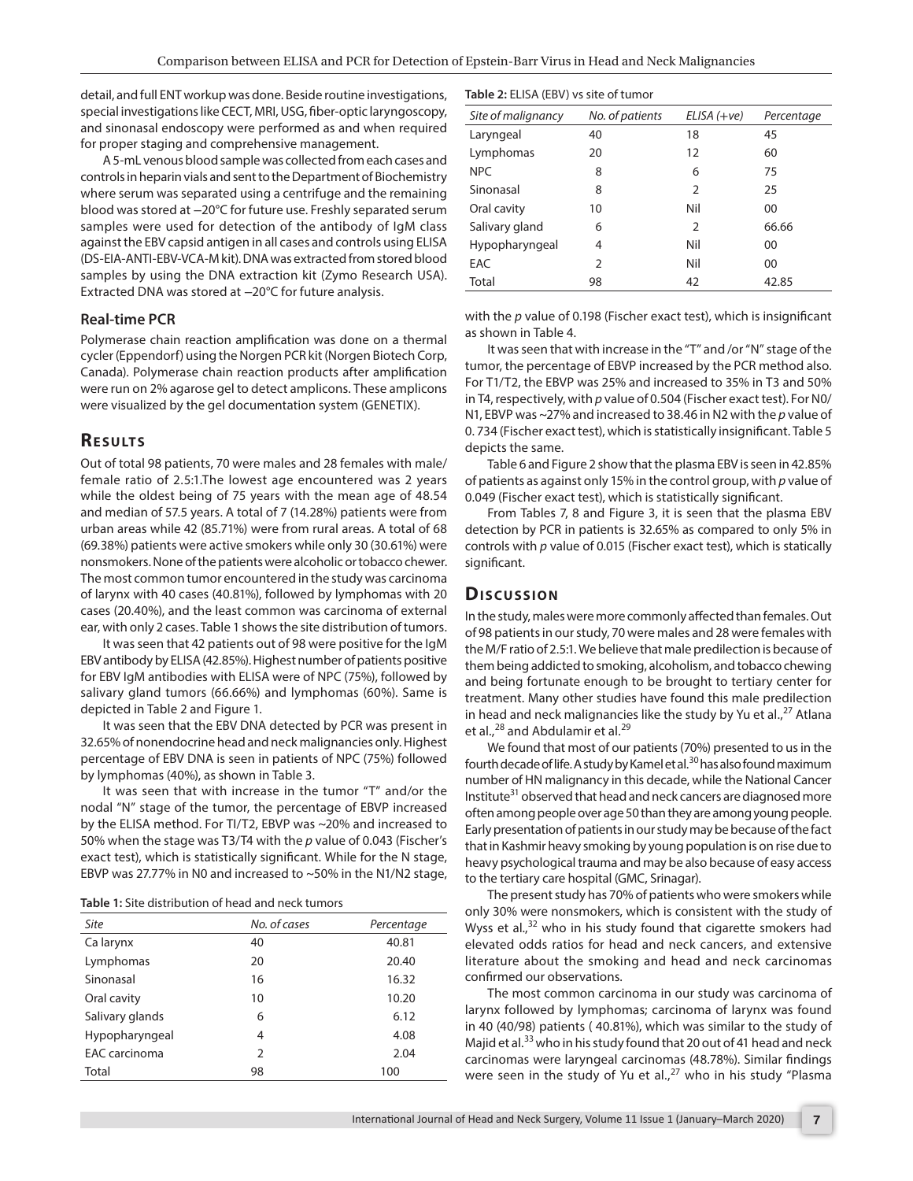detail, and full ENT workup was done. Beside routine investigations, special investigations like CECT, MRI, USG, fiber-optic laryngoscopy, and sinonasal endoscopy were performed as and when required for proper staging and comprehensive management.

A 5-mL venous blood sample was collected from each cases and controls in heparin vials and sent to the Department of Biochemistry where serum was separated using a centrifuge and the remaining blood was stored at −20°C for future use. Freshly separated serum samples were used for detection of the antibody of IgM class against the EBV capsid antigen in all cases and controls using ELISA (DS-EIA-ANTI-EBV-VCA-M kit). DNA was extracted from stored blood samples by using the DNA extraction kit (Zymo Research USA). Extracted DNA was stored at −20°C for future analysis.

### Real-time PCR

Polymerase chain reaction amplification was done on a thermal cycler (Eppendorf) using the Norgen PCR kit (Norgen Biotech Corp, Canada). Polymerase chain reaction products after amplification were run on 2% agarose gel to detect amplicons. These amplicons were visualized by the gel documentation system (GENETIX).

## Results

Out of total 98 patients, 70 were males and 28 females with male/female ratio of 2.5:1.The lowest age encountered was 2 years while the oldest being of 75 years with the mean age of 48.54 and median of 57.5 years. A total of 7 (14.28%) patients were from urban areas while 42 (85.71%) were from rural areas. A total of 68 (69.38%) patients were active smokers while only 30 (30.61%) were nonsmokers. None of the patients were alcoholic or tobacco chewer. The most common tumor encountered in the study was carcinoma of larynx with 40 cases (40.81%), followed by lymphomas with 20 cases (20.40%), and the least common was carcinoma of external ear, with only 2 cases. Table 1 shows the site distribution of tumors.

It was seen that 42 patients out of 98 were positive for the IgM EBV antibody by ELISA (42.85%). Highest number of patients positive for EBV IgM antibodies with ELISA were of NPC (75%), followed by salivary gland tumors (66.66%) and lymphomas (60%). Same is depicted in Table 2 and Figure 1.

It was seen that the EBV DNA detected by PCR was present in 32.65% of nonendocrine head and neck malignancies only. Highest percentage of EBV DNA is seen in patients of NPC (75%) followed by lymphomas (40%), as shown in Table 3.

It was seen that with increase in the tumor "T" and/or the nodal "N" stage of the tumor, the percentage of EBVP increased by the ELISA method. For TI/T2, EBVP was ~20% and increased to 50% when the stage was T3/T4 with the *p* value of 0.043 (Fischer's exact test), which is statistically significant. While for the N stage, EBVP was 27.77% in N0 and increased to ~50% in the N1/N2 stage, with the *p* value of 0.198 (Fischer exact test), which is insignificant as shown in Table 4.

It was seen that with increase in the "T" and /or "N" stage of the tumor, the percentage of EBVP increased by the PCR method also. For T1/T2, the EBVP was 25% and increased to 35% in T3 and 50% in T4, respectively, with *p* value of 0.504 (Fischer exact test). For N0/N1, EBVP was ~27% and increased to 38.46 in N2 with the *p* value of 0. 734 (Fischer exact test), which is statistically insignificant. Table 5 depicts the same.

Table 6 and Figure 2 show that the plasma EBV is seen in 42.85% of patients as against only 15% in the control group, with *p* value of 0.049 (Fischer exact test), which is statistically significant.

From Tables 7, 8 and Figure 3, it is seen that the plasma EBV detection by PCR in patients is 32.65% as compared to only 5% in controls with *p* value of 0.015 (Fischer exact test), which is statically significant.

**Table 1:** Site distribution of head and neck tumors

| Site | No. of cases | Percentage |
|---|---|---|
| Ca larynx | 40 | 40.81 |
| Lymphomas | 20 | 20.40 |
| Sinonasal | 16 | 16.32 |
| Oral cavity | 10 | 10.20 |
| Salivary glands | 6 | 6.12 |
| Hypopharyngeal | 4 | 4.08 |
| EAC carcinoma | 2 | 2.04 |
| Total | 98 | 100 |

**Table 2:** ELISA (EBV) vs site of tumor

| Site of malignancy | No. of patients | ELISA (+ve) | Percentage |
|---|---|---|---|
| Laryngeal | 40 | 18 | 45 |
| Lymphomas | 20 | 12 | 60 |
| NPC | 8 | 6 | 75 |
| Sinonasal | 8 | 2 | 25 |
| Oral cavity | 10 | Nil | 00 |
| Salivary gland | 6 | 2 | 66.66 |
| Hypopharyngeal | 4 | Nil | 00 |
| EAC | 2 | Nil | 00 |
| Total | 98 | 42 | 42.85 |

## Discussion

In the study, males were more commonly affected than females. Out of 98 patients in our study, 70 were males and 28 were females with the M/F ratio of 2.5:1. We believe that male predilection is because of them being addicted to smoking, alcoholism, and tobacco chewing and being fortunate enough to be brought to tertiary center for treatment. Many other studies have found this male predilection in head and neck malignancies like the study by Yu et al.,[27] Atlana et al.,[28] and Abdulamir et al.[29]

We found that most of our patients (70%) presented to us in the fourth decade of life. A study by Kamel et al.[30] has also found maximum number of HN malignancy in this decade, while the National Cancer Institute[31] observed that head and neck cancers are diagnosed more often among people over age 50 than they are among young people. Early presentation of patients in our study may be because of the fact that in Kashmir heavy smoking by young population is on rise due to heavy psychological trauma and may be also because of easy access to the tertiary care hospital (GMC, Srinagar).

The present study has 70% of patients who were smokers while only 30% were nonsmokers, which is consistent with the study of Wyss et al.,[32] who in his study found that cigarette smokers had elevated odds ratios for head and neck cancers, and extensive literature about the smoking and head and neck carcinomas confirmed our observations.

The most common carcinoma in our study was carcinoma of larynx followed by lymphomas; carcinoma of larynx was found in 40 (40/98) patients ( 40.81%), which was similar to the study of Majid et al.[33] who in his study found that 20 out of 41 head and neck carcinomas were laryngeal carcinomas (48.78%). Similar findings were seen in the study of Yu et al.,[27] who in his study "Plasma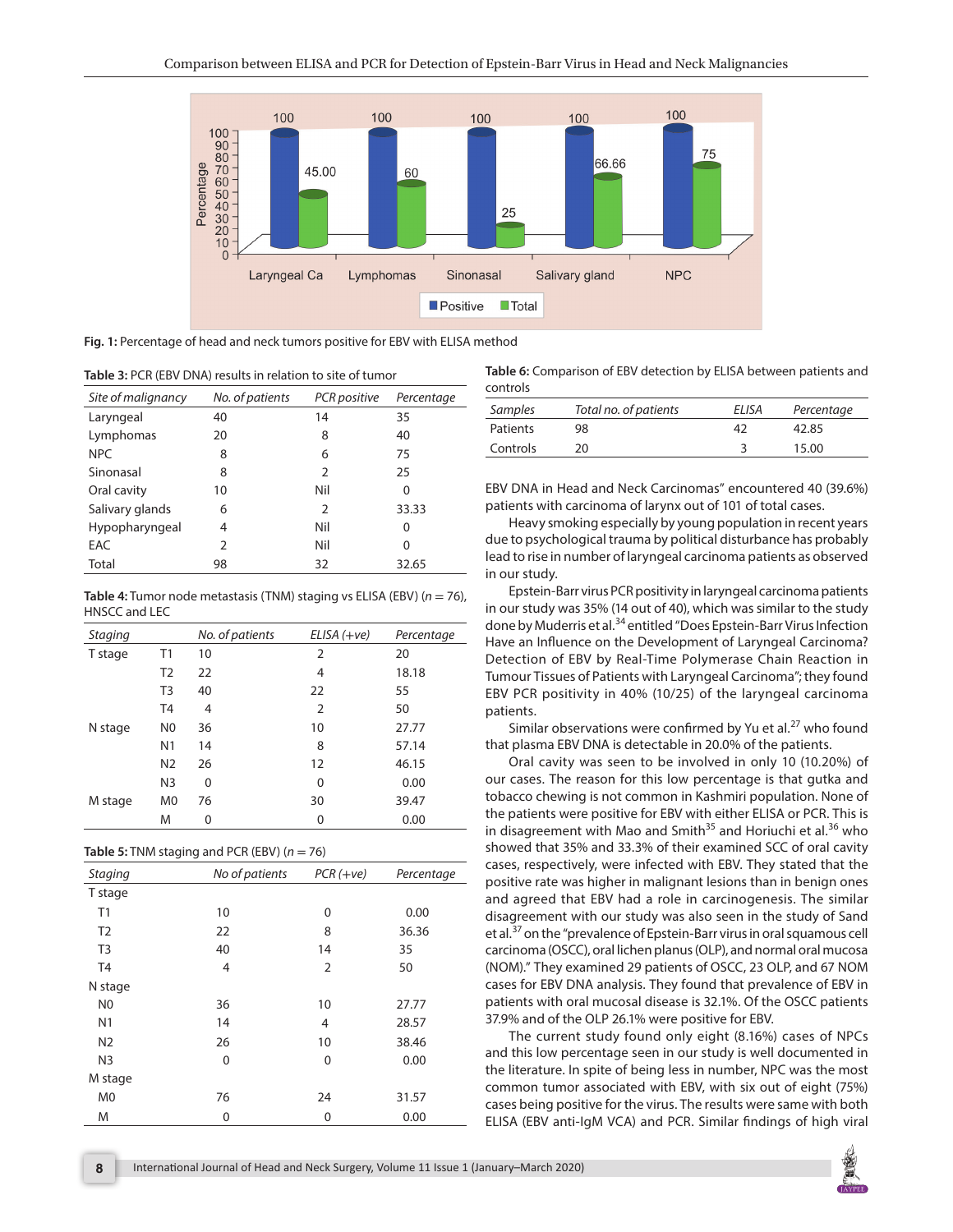**Fig. 1:** Percentage of head and neck tumors positive for EBV with ELISA method

**Table 3:** PCR (EBV DNA) results in relation to site of tumor

| *Site of malignancy* | *No. of patients* | *PCR positive* | *Percentage* |
|---|---|---|---|
| Laryngeal | 40 | 14 | 35 |
| Lymphomas | 20 | 8 | 40 |
| NPC | 8 | 6 | 75 |
| Sinonasal | 8 | 2 | 25 |
| Oral cavity | 10 | Nil | 0 |
| Salivary glands | 6 | 2 | 33.33 |
| Hypopharyngeal | 4 | Nil | 0 |
| EAC | 2 | Nil | 0 |
| Total | 98 | 32 | 32.65 |

**Table 4:** Tumor node metastasis (TNM) staging vs ELISA (EBV) ($n = 76$), HNSCC and LEC

| *Staging* | | *No. of patients* | *ELISA (+ve)* | *Percentage* |
|---|---|---|---|---|
| T stage | T1 | 10 | 2 | 20 |
| | T2 | 22 | 4 | 18.18 |
| | T3 | 40 | 22 | 55 |
| | T4 | 4 | 2 | 50 |
| N stage | N0 | 36 | 10 | 27.77 |
| | N1 | 14 | 8 | 57.14 |
| | N2 | 26 | 12 | 46.15 |
| | N3 | 0 | 0 | 0.00 |
| M stage | M0 | 76 | 30 | 39.47 |
| | M | 0 | 0 | 0.00 |

**Table 5:** TNM staging and PCR (EBV) ($n = 76$)

| *Staging* | *No of patients* | *PCR (+ve)* | *Percentage* |
|---|---|---|---|
| T stage | | | |
| T1 | 10 | 0 | 0.00 |
| T2 | 22 | 8 | 36.36 |
| T3 | 40 | 14 | 35 |
| T4 | 4 | 2 | 50 |
| N stage | | | |
| N0 | 36 | 10 | 27.77 |
| N1 | 14 | 4 | 28.57 |
| N2 | 26 | 10 | 38.46 |
| N3 | 0 | 0 | 0.00 |
| M stage | | | |
| M0 | 76 | 24 | 31.57 |
| M | 0 | 0 | 0.00 |

**Table 6:** Comparison of EBV detection by ELISA between patients and controls

| *Samples* | *Total no. of patients* | *ELISA* | *Percentage* |
|---|---|---|---|
| Patients | 98 | 42 | 42.85 |
| Controls | 20 | 3 | 15.00 |

EBV DNA in Head and Neck Carcinomas" encountered 40 (39.6%) patients with carcinoma of larynx out of 101 of total cases.

Heavy smoking especially by young population in recent years due to psychological trauma by political disturbance has probably lead to rise in number of laryngeal carcinoma patients as observed in our study.

Epstein-Barr virus PCR positivity in laryngeal carcinoma patients in our study was 35% (14 out of 40), which was similar to the study done by Muderris et al.[34] entitled "Does Epstein-Barr Virus Infection Have an Influence on the Development of Laryngeal Carcinoma? Detection of EBV by Real-Time Polymerase Chain Reaction in Tumour Tissues of Patients with Laryngeal Carcinoma"; they found EBV PCR positivity in 40% (10/25) of the laryngeal carcinoma patients.

Similar observations were confirmed by Yu et al.[27] who found that plasma EBV DNA is detectable in 20.0% of the patients.

Oral cavity was seen to be involved in only 10 (10.20%) of our cases. The reason for this low percentage is that gutka and tobacco chewing is not common in Kashmiri population. None of the patients were positive for EBV with either ELISA or PCR. This is in disagreement with Mao and Smith[35] and Horiuchi et al.[36] who showed that 35% and 33.3% of their examined SCC of oral cavity cases, respectively, were infected with EBV. They stated that the positive rate was higher in malignant lesions than in benign ones and agreed that EBV had a role in carcinogenesis. The similar disagreement with our study was also seen in the study of Sand et al.[37] on the "prevalence of Epstein-Barr virus in oral squamous cell carcinoma (OSCC), oral lichen planus (OLP), and normal oral mucosa (NOM)." They examined 29 patients of OSCC, 23 OLP, and 67 NOM cases for EBV DNA analysis. They found that prevalence of EBV in patients with oral mucosal disease is 32.1%. Of the OSCC patients 37.9% and of the OLP 26.1% were positive for EBV.

The current study found only eight (8.16%) cases of NPCs and this low percentage seen in our study is well documented in the literature. In spite of being less in number, NPC was the most common tumor associated with EBV, with six out of eight (75%) cases being positive for the virus. The results were same with both ELISA (EBV anti-IgM VCA) and PCR. Similar findings of high viral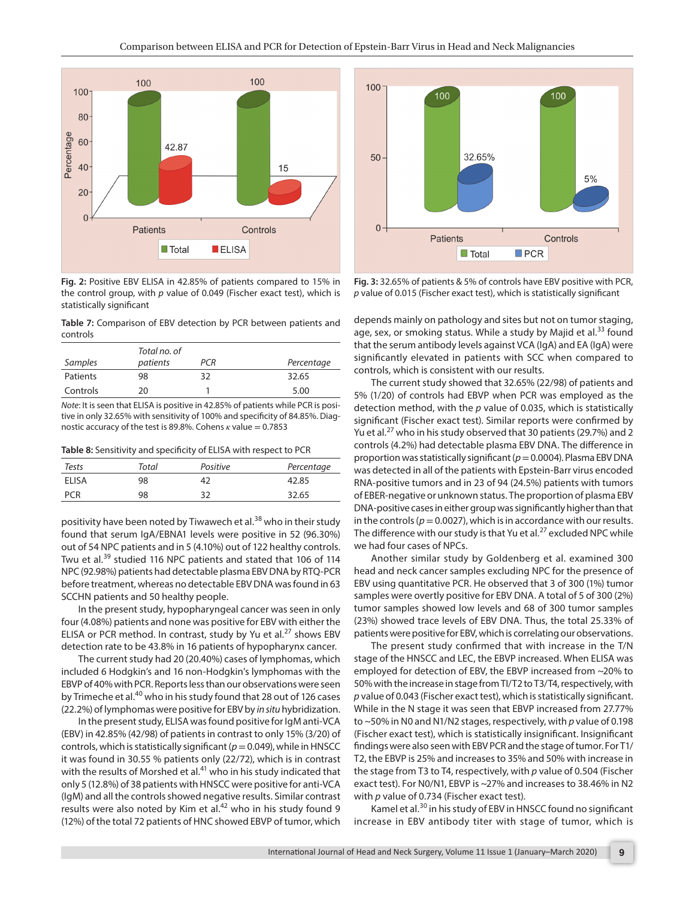Fig. 2: Positive EBV ELISA in 42.85% of patients compared to 15% in the control group, with $p$ value of 0.049 (Fischer exact test), which is statistically significant

Fig. 3: 32.65% of patients & 5% of controls have EBV positive with PCR, $p$ value of 0.015 (Fischer exact test), which is statistically significant

**Table 7:** Comparison of EBV detection by PCR between patients and controls

| *Samples* | *Total no. of patients* | *PCR* | *Percentage* |
|---|---|---|---|
| Patients | 98 | 32 | 32.65 |
| Controls | 20 | 1 | 5.00 |

*Note*: It is seen that ELISA is positive in 42.85% of patients while PCR is positive in only 32.65% with sensitivity of 100% and specificity of 84.85%. Diagnostic accuracy of the test is 89.8%. Cohens $\kappa$ value = 0.7853

**Table 8:** Sensitivity and specificity of ELISA with respect to PCR

| *Tests* | *Total* | *Positive* | *Percentage* |
|---|---|---|---|
| ELISA | 98 | 42 | 42.85 |
| PCR | 98 | 32 | 32.65 |

positivity have been noted by Tiwawech et al.[38] who in their study found that serum IgA/EBNA1 levels were positive in 52 (96.30%) out of 54 NPC patients and in 5 (4.10%) out of 122 healthy controls. Twu et al.[39] studied 116 NPC patients and stated that 106 of 114 NPC (92.98%) patients had detectable plasma EBV DNA by RTQ-PCR before treatment, whereas no detectable EBV DNA was found in 63 SCCHN patients and 50 healthy people.

In the present study, hypopharyngeal cancer was seen in only four (4.08%) patients and none was positive for EBV with either the ELISA or PCR method. In contrast, study by Yu et al.[27] shows EBV detection rate to be 43.8% in 16 patients of hypopharynx cancer.

The current study had 20 (20.40%) cases of lymphomas, which included 6 Hodgkin's and 16 non-Hodgkin's lymphomas with the EBVP of 40% with PCR. Reports less than our observations were seen by Trimeche et al.[40] who in his study found that 28 out of 126 cases (22.2%) of lymphomas were positive for EBV by *in situ* hybridization.

In the present study, ELISA was found positive for IgM anti-VCA (EBV) in 42.85% (42/98) of patients in contrast to only 15% (3/20) of controls, which is statistically significant ($p = 0.049$), while in HNSCC it was found in 30.55 % patients only (22/72), which is in contrast with the results of Morshed et al.[41] who in his study indicated that only 5 (12.8%) of 38 patients with HNSCC were positive for anti-VCA (IgM) and all the controls showed negative results. Similar contrast results were also noted by Kim et al.[42] who in his study found 9 (12%) of the total 72 patients of HNC showed EBVP of tumor, which depends mainly on pathology and sites but not on tumor staging, age, sex, or smoking status. While a study by Majid et al.[33] found that the serum antibody levels against VCA (IgA) and EA (IgA) were significantly elevated in patients with SCC when compared to controls, which is consistent with our results.

The current study showed that 32.65% (22/98) of patients and 5% (1/20) of controls had EBVP when PCR was employed as the detection method, with the $p$ value of 0.035, which is statistically significant (Fischer exact test). Similar reports were confirmed by Yu et al.[27] who in his study observed that 30 patients (29.7%) and 2 controls (4.2%) had detectable plasma EBV DNA. The difference in proportion was statistically significant ($p = 0.0004$). Plasma EBV DNA was detected in all of the patients with Epstein-Barr virus encoded RNA-positive tumors and in 23 of 94 (24.5%) patients with tumors of EBER-negative or unknown status. The proportion of plasma EBV DNA-positive cases in either group was significantly higher than that in the controls ($p = 0.0027$), which is in accordance with our results. The difference with our study is that Yu et al.[27] excluded NPC while we had four cases of NPCs.

Another similar study by Goldenberg et al. examined 300 head and neck cancer samples excluding NPC for the presence of EBV using quantitative PCR. He observed that 3 of 300 (1%) tumor samples were overtly positive for EBV DNA. A total of 5 of 300 (2%) tumor samples showed low levels and 68 of 300 tumor samples (23%) showed trace levels of EBV DNA. Thus, the total 25.33% of patients were positive for EBV, which is correlating our observations.

The present study confirmed that with increase in the T/N stage of the HNSCC and LEC, the EBVP increased. When ELISA was employed for detection of EBV, the EBVP increased from ~20% to 50% with the increase in stage from TI/T2 to T3/T4, respectively, with $p$ value of 0.043 (Fischer exact test), which is statistically significant. While in the N stage it was seen that EBVP increased from 27.77% to ~50% in N0 and N1/N2 stages, respectively, with $p$ value of 0.198 (Fischer exact test), which is statistically insignificant. Insignificant findings were also seen with EBV PCR and the stage of tumor. For T1/T2, the EBVP is 25% and increases to 35% and 50% with increase in the stage from T3 to T4, respectively, with $p$ value of 0.504 (Fischer exact test). For N0/N1, EBVP is ~27% and increases to 38.46% in N2 with $p$ value of 0.734 (Fischer exact test).

Kamel et al.[30] in his study of EBV in HNSCC found no significant increase in EBV antibody titer with stage of tumor, which is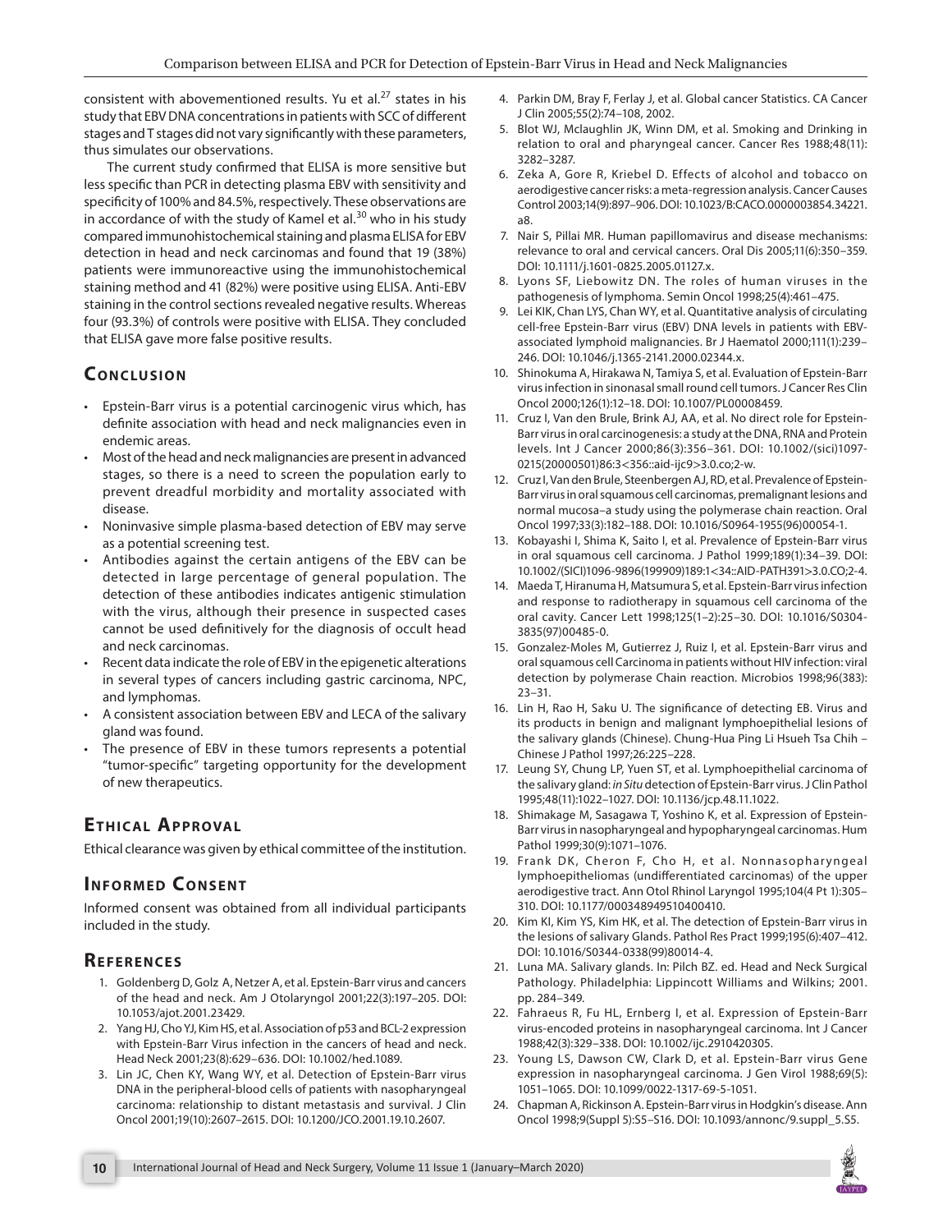consistent with abovementioned results. Yu et al.[27] states in his study that EBV DNA concentrations in patients with SCC of different stages and T stages did not vary significantly with these parameters, thus simulates our observations.

The current study confirmed that ELISA is more sensitive but less specific than PCR in detecting plasma EBV with sensitivity and specificity of 100% and 84.5%, respectively. These observations are in accordance of with the study of Kamel et al.[30] who in his study compared immunohistochemical staining and plasma ELISA for EBV detection in head and neck carcinomas and found that 19 (38%) patients were immunoreactive using the immunohistochemical staining method and 41 (82%) were positive using ELISA. Anti-EBV staining in the control sections revealed negative results. Whereas four (93.3%) of controls were positive with ELISA. They concluded that ELISA gave more false positive results.

## Conclusion

- Epstein-Barr virus is a potential carcinogenic virus which, has definite association with head and neck malignancies even in endemic areas.
- Most of the head and neck malignancies are present in advanced stages, so there is a need to screen the population early to prevent dreadful morbidity and mortality associated with disease.
- Noninvasive simple plasma-based detection of EBV may serve as a potential screening test.
- Antibodies against the certain antigens of the EBV can be detected in large percentage of general population. The detection of these antibodies indicates antigenic stimulation with the virus, although their presence in suspected cases cannot be used definitively for the diagnosis of occult head and neck carcinomas.
- Recent data indicate the role of EBV in the epigenetic alterations in several types of cancers including gastric carcinoma, NPC, and lymphomas.
- A consistent association between EBV and LECA of the salivary gland was found.
- The presence of EBV in these tumors represents a potential "tumor-specific" targeting opportunity for the development of new therapeutics.

## Ethical Approval

Ethical clearance was given by ethical committee of the institution.

## Informed Consent

Informed consent was obtained from all individual participants included in the study.

## References

1. Goldenberg D, Golz A, Netzer A, et al. Epstein-Barr virus and cancers of the head and neck. Am J Otolaryngol 2001;22(3):197–205. DOI: 10.1053/ajot.2001.23429.
2. Yang HJ, Cho YJ, Kim HS, et al. Association of p53 and BCL-2 expression with Epstein-Barr Virus infection in the cancers of head and neck. Head Neck 2001;23(8):629–636. DOI: 10.1002/hed.1089.
3. Lin JC, Chen KY, Wang WY, et al. Detection of Epstein-Barr virus DNA in the peripheral-blood cells of patients with nasopharyngeal carcinoma: relationship to distant metastasis and survival. J Clin Oncol 2001;19(10):2607–2615. DOI: 10.1200/JCO.2001.19.10.2607.
4. Parkin DM, Bray F, Ferlay J, et al. Global cancer Statistics. CA Cancer J Clin 2005;55(2):74–108, 2002.
5. Blot WJ, Mclaughlin JK, Winn DM, et al. Smoking and Drinking in relation to oral and pharyngeal cancer. Cancer Res 1988;48(11): 3282–3287.
6. Zeka A, Gore R, Kriebel D. Effects of alcohol and tobacco on aerodigestive cancer risks: a meta-regression analysis. Cancer Causes Control 2003;14(9):897–906. DOI: 10.1023/B:CACO.0000003854.34221.a8.
7. Nair S, Pillai MR. Human papillomavirus and disease mechanisms: relevance to oral and cervical cancers. Oral Dis 2005;11(6):350–359. DOI: 10.1111/j.1601-0825.2005.01127.x.
8. Lyons SF, Liebowitz DN. The roles of human viruses in the pathogenesis of lymphoma. Semin Oncol 1998;25(4):461–475.
9. Lei KIK, Chan LYS, Chan WY, et al. Quantitative analysis of circulating cell-free Epstein-Barr virus (EBV) DNA levels in patients with EBV-associated lymphoid malignancies. Br J Haematol 2000;111(1):239–246. DOI: 10.1046/j.1365-2141.2000.02344.x.
10. Shinokuma A, Hirakawa N, Tamiya S, et al. Evaluation of Epstein-Barr virus infection in sinonasal small round cell tumors. J Cancer Res Clin Oncol 2000;126(1):12–18. DOI: 10.1007/PL00008459.
11. Cruz I, Van den Brule, Brink AJ, AA, et al. No direct role for Epstein-Barr virus in oral carcinogenesis: a study at the DNA, RNA and Protein levels. Int J Cancer 2000;86(3):356–361. DOI: 10.1002/(sici)1097-0215(20000501)86:3<356::aid-ijc9>3.0.co;2-w.
12. Cruz I, Van den Brule, Steenbergen AJ, RD, et al. Prevalence of Epstein-Barr virus in oral squamous cell carcinomas, premalignant lesions and normal mucosa–a study using the polymerase chain reaction. Oral Oncol 1997;33(3):182–188. DOI: 10.1016/S0964-1955(96)00054-1.
13. Kobayashi I, Shima K, Saito I, et al. Prevalence of Epstein-Barr virus in oral squamous cell carcinoma. J Pathol 1999;189(1):34–39. DOI: 10.1002/(SICI)1096-9896(199909)189:1<34::AID-PATH391>3.0.CO;2-4.
14. Maeda T, Hiranuma H, Matsumura S, et al. Epstein-Barr virus infection and response to radiotherapy in squamous cell carcinoma of the oral cavity. Cancer Lett 1998;125(1–2):25–30. DOI: 10.1016/S0304-3835(97)00485-0.
15. Gonzalez-Moles M, Gutierrez J, Ruiz I, et al. Epstein-Barr virus and oral squamous cell Carcinoma in patients without HIV infection: viral detection by polymerase Chain reaction. Microbios 1998;96(383): 23–31.
16. Lin H, Rao H, Saku U. The significance of detecting EB. Virus and its products in benign and malignant lymphoepithelial lesions of the salivary glands (Chinese). Chung-Hua Ping Li Hsueh Tsa Chih – Chinese J Pathol 1997;26:225–228.
17. Leung SY, Chung LP, Yuen ST, et al. Lymphoepithelial carcinoma of the salivary gland: *in Situ* detection of Epstein-Barr virus. J Clin Pathol 1995;48(11):1022–1027. DOI: 10.1136/jcp.48.11.1022.
18. Shimakage M, Sasagawa T, Yoshino K, et al. Expression of Epstein-Barr virus in nasopharyngeal and hypopharyngeal carcinomas. Hum Pathol 1999;30(9):1071–1076.
19. Frank DK, Cheron F, Cho H, et al. Nonnasopharyngeal lymphoepitheliomas (undifferentiated carcinomas) of the upper aerodigestive tract. Ann Otol Rhinol Laryngol 1995;104(4 Pt 1):305–310. DOI: 10.1177/000348949510400410.
20. Kim KI, Kim YS, Kim HK, et al. The detection of Epstein-Barr virus in the lesions of salivary Glands. Pathol Res Pract 1999;195(6):407–412. DOI: 10.1016/S0344-0338(99)80014-4.
21. Luna MA. Salivary glands. In: Pilch BZ. ed. Head and Neck Surgical Pathology. Philadelphia: Lippincott Williams and Wilkins; 2001. pp. 284–349.
22. Fahraeus R, Fu HL, Ernberg I, et al. Expression of Epstein-Barr virus-encoded proteins in nasopharyngeal carcinoma. Int J Cancer 1988;42(3):329–338. DOI: 10.1002/ijc.2910420305.
23. Young LS, Dawson CW, Clark D, et al. Epstein-Barr virus Gene expression in nasopharyngeal carcinoma. J Gen Virol 1988;69(5): 1051–1065. DOI: 10.1099/0022-1317-69-5-1051.
24. Chapman A, Rickinson A. Epstein-Barr virus in Hodgkin's disease. Ann Oncol 1998;9(Suppl 5):S5–S16. DOI: 10.1093/annonc/9.suppl_5.S5.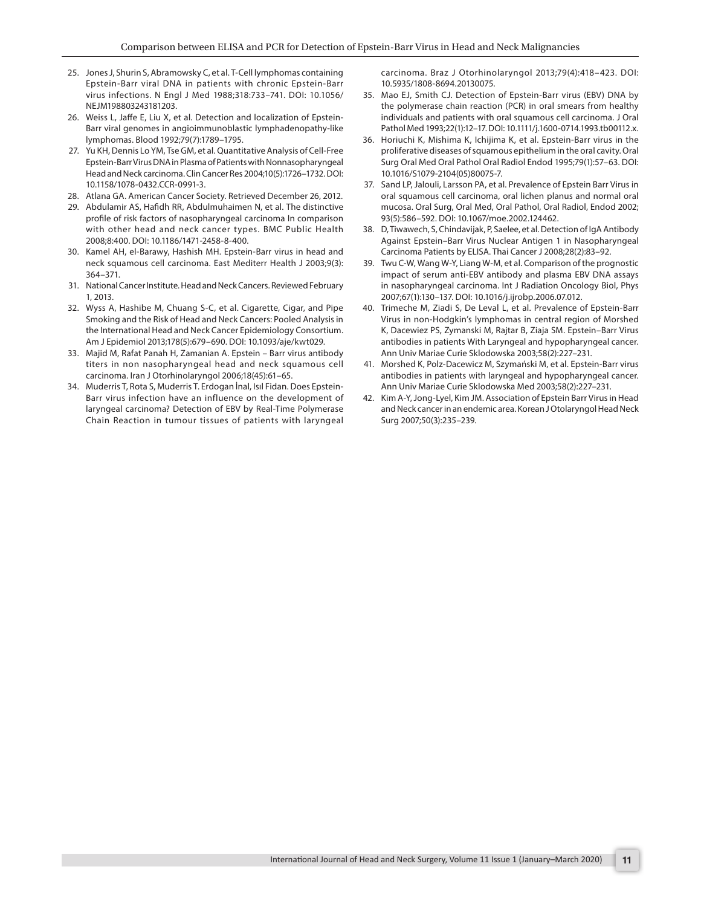25. Jones J, Shurin S, Abramowsky C, et al. T-Cell lymphomas containing Epstein-Barr viral DNA in patients with chronic Epstein-Barr virus infections. N Engl J Med 1988;318:733–741. DOI: 10.1056/NEJM198803243181203.
26. Weiss L, Jaffe E, Liu X, et al. Detection and localization of Epstein-Barr viral genomes in angioimmunoblastic lymphadenopathy-like lymphomas. Blood 1992;79(7):1789–1795.
27. Yu KH, Dennis Lo YM, Tse GM, et al. Quantitative Analysis of Cell-Free Epstein-Barr Virus DNA in Plasma of Patients with Nonnasopharyngeal Head and Neck carcinoma. Clin Cancer Res 2004;10(5):1726–1732. DOI: 10.1158/1078-0432.CCR-0991-3.
28. Atlana GA. American Cancer Society. Retrieved December 26, 2012.
29. Abdulamir AS, Hafidh RR, Abdulmuhaimen N, et al. The distinctive profile of risk factors of nasopharyngeal carcinoma In comparison with other head and neck cancer types. BMC Public Health 2008;8:400. DOI: 10.1186/1471-2458-8-400.
30. Kamel AH, el-Barawy, Hashish MH. Epstein-Barr virus in head and neck squamous cell carcinoma. East Mediterr Health J 2003;9(3): 364–371.
31. National Cancer Institute. Head and Neck Cancers. Reviewed February 1, 2013.
32. Wyss A, Hashibe M, Chuang S-C, et al. Cigarette, Cigar, and Pipe Smoking and the Risk of Head and Neck Cancers: Pooled Analysis in the International Head and Neck Cancer Epidemiology Consortium. Am J Epidemiol 2013;178(5):679–690. DOI: 10.1093/aje/kwt029.
33. Majid M, Rafat Panah H, Zamanian A. Epstein – Barr virus antibody titers in non nasopharyngeal head and neck squamous cell carcinoma. Iran J Otorhinolaryngol 2006;18(45):61–65.
34. Muderris T, Rota S, Muderris T. Erdogan İnal, Isıl Fidan. Does Epstein-Barr virus infection have an influence on the development of laryngeal carcinoma? Detection of EBV by Real-Time Polymerase Chain Reaction in tumour tissues of patients with laryngeal carcinoma. Braz J Otorhinolaryngol 2013;79(4):418–423. DOI: 10.5935/1808-8694.20130075.
35. Mao EJ, Smith CJ. Detection of Epstein-Barr virus (EBV) DNA by the polymerase chain reaction (PCR) in oral smears from healthy individuals and patients with oral squamous cell carcinoma. J Oral Pathol Med 1993;22(1):12–17. DOI: 10.1111/j.1600-0714.1993.tb00112.x.
36. Horiuchi K, Mishima K, Ichijima K, et al. Epstein-Barr virus in the proliferative diseases of squamous epithelium in the oral cavity. Oral Surg Oral Med Oral Pathol Oral Radiol Endod 1995;79(1):57–63. DOI: 10.1016/S1079-2104(05)80075-7.
37. Sand LP, Jalouli, Larsson PA, et al. Prevalence of Epstein Barr Virus in oral squamous cell carcinoma, oral lichen planus and normal oral mucosa. Oral Surg, Oral Med, Oral Pathol, Oral Radiol, Endod 2002; 93(5):586–592. DOI: 10.1067/moe.2002.124462.
38. D, Tiwawech, S, Chindavijak, P, Saelee, et al. Detection of IgA Antibody Against Epstein–Barr Virus Nuclear Antigen 1 in Nasopharyngeal Carcinoma Patients by ELISA. Thai Cancer J 2008;28(2):83–92.
39. Twu C-W, Wang W-Y, Liang W-M, et al. Comparison of the prognostic impact of serum anti-EBV antibody and plasma EBV DNA assays in nasopharyngeal carcinoma. Int J Radiation Oncology Biol, Phys 2007;67(1):130–137. DOI: 10.1016/j.ijrobp.2006.07.012.
40. Trimeche M, Ziadi S, De Leval L, et al. Prevalence of Epstein-Barr Virus in non-Hodgkin's lymphomas in central region of Morshed K, Dacewiez PS, Zymanski M, Rajtar B, Ziaja SM. Epstein–Barr Virus antibodies in patients With Laryngeal and hypopharyngeal cancer. Ann Univ Mariae Curie Sklodowska 2003;58(2):227–231.
41. Morshed K, Polz-Dacewicz M, Szymański M, et al. Epstein-Barr virus antibodies in patients with laryngeal and hypopharyngeal cancer. Ann Univ Mariae Curie Sklodowska Med 2003;58(2):227–231.
42. Kim A-Y, Jong-Lyel, Kim JM. Association of Epstein Barr Virus in Head and Neck cancer in an endemic area. Korean J Otolaryngol Head Neck Surg 2007;50(3):235–239.